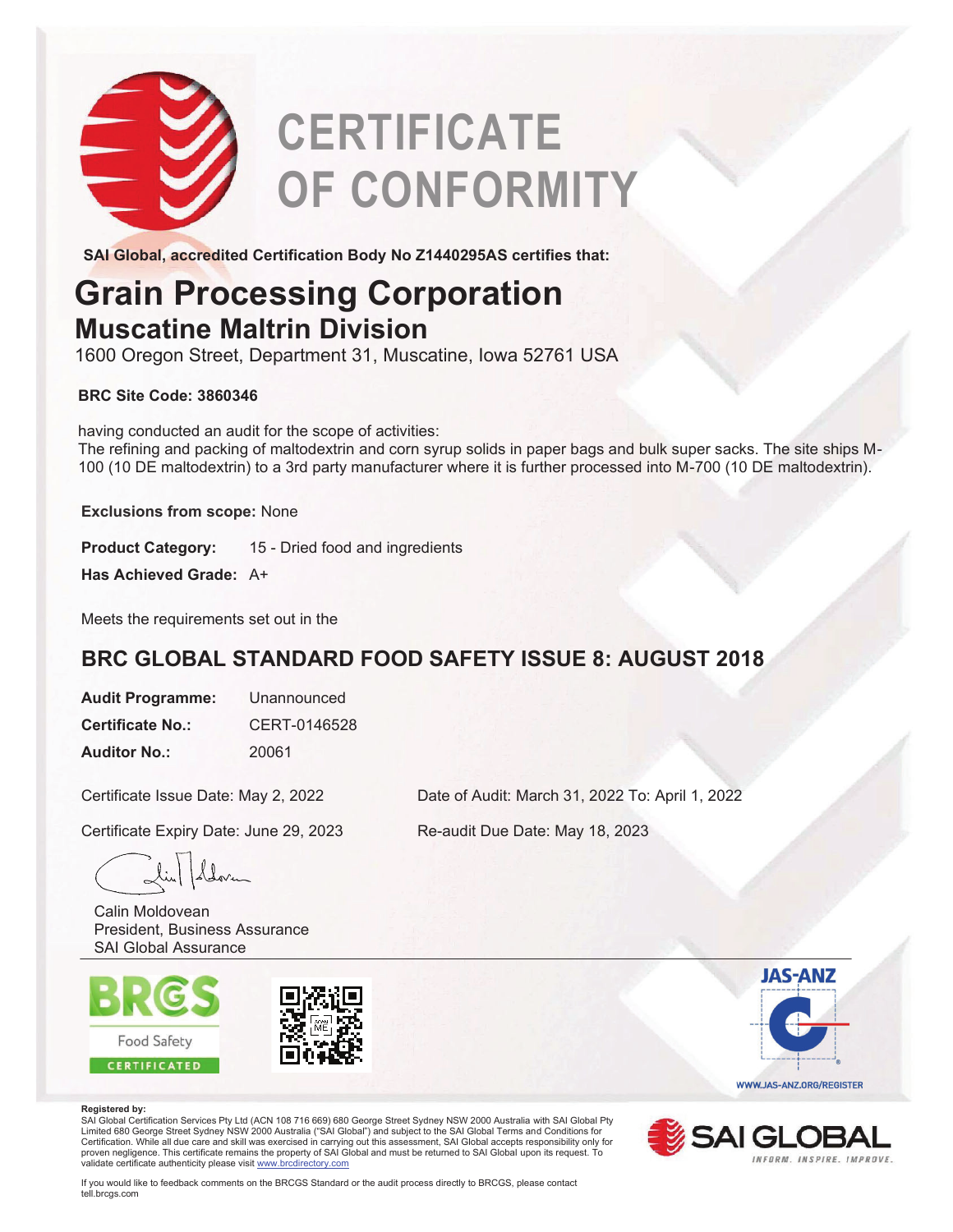# CERTIFICATE OF CONFORMITY

**SAI Global, accredited Certification Body No Z1440295AS certifies that:**

## Grain Processing Corporation

### Muscatine Maltrin Division

1600 Oregon Street, Department 31, Muscatine, Iowa 52761 USA

**BRC Site Code: 3860346**

having conducted an audit for the scope of activities:
The refining and packing of maltodextrin and corn syrup solids in paper bags and bulk super sacks. The site ships M-100 (10 DE maltodextrin) to a 3rd party manufacturer where it is further processed into M-700 (10 DE maltodextrin).

**Exclusions from scope:** None

**Product Category:** 15 - Dried food and ingredients

**Has Achieved Grade:** A+

Meets the requirements set out in the

## BRC GLOBAL STANDARD FOOD SAFETY ISSUE 8: AUGUST 2018

**Audit Programme:** Unannounced

**Certificate No.:** CERT-0146528

**Auditor No.:** 20061

Certificate Issue Date: May 2, 2022

Date of Audit: March 31, 2022 To: April 1, 2022

Certificate Expiry Date: June 29, 2023

Re-audit Due Date: May 18, 2023

Calin Moldovean
President, Business Assurance
SAI Global Assurance

BRCGS Food Safety CERTIFICATED

JAS-ANZ
WWW.JAS-ANZ.ORG/REGISTER

**Registered by:**
SAI Global Certification Services Pty Ltd (ACN 108 716 669) 680 George Street Sydney NSW 2000 Australia with SAI Global Pty Limited 680 George Street Sydney NSW 2000 Australia ("SAI Global") and subject to the SAI Global Terms and Conditions for Certification. While all due care and skill was exercised in carrying out this assessment, SAI Global accepts responsibility only for proven negligence. This certificate remains the property of SAI Global and must be returned to SAI Global upon its request. To validate certificate authenticity please visit www.brcdirectory.com

SAI GLOBAL
INFORM. INSPIRE. IMPROVE.

If you would like to feedback comments on the BRCGS Standard or the audit process directly to BRCGS, please contact tell.brcgs.com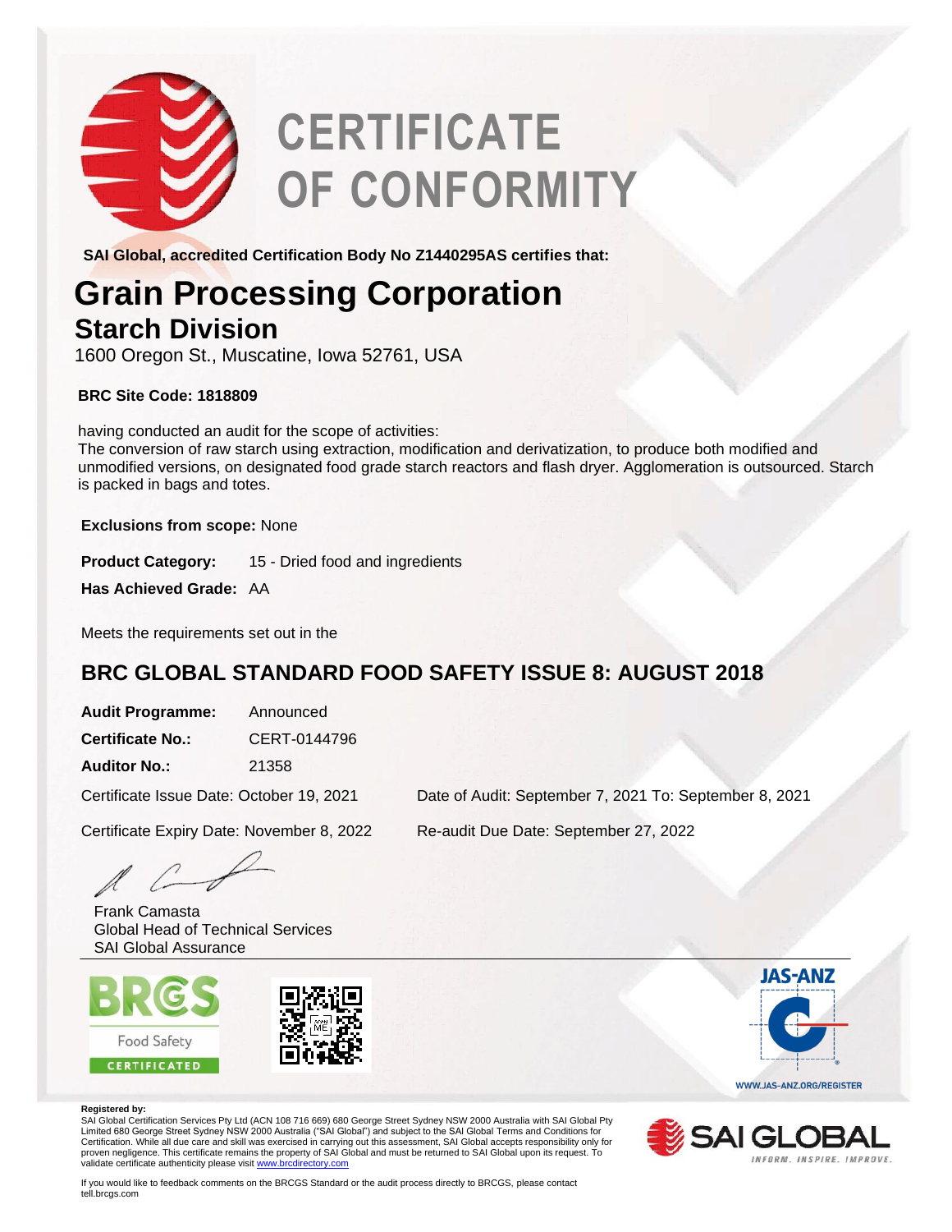# CERTIFICATE OF CONFORMITY

**SAI Global, accredited Certification Body No Z1440295AS certifies that:**

## Grain Processing Corporation

### Starch Division

1600 Oregon St., Muscatine, Iowa 52761, USA

**BRC Site Code: 1818809**

having conducted an audit for the scope of activities:
The conversion of raw starch using extraction, modification and derivatization, to produce both modified and unmodified versions, on designated food grade starch reactors and flash dryer. Agglomeration is outsourced. Starch is packed in bags and totes.

**Exclusions from scope:** None

**Product Category:** 15 - Dried food and ingredients

**Has Achieved Grade:** AA

Meets the requirements set out in the

## BRC GLOBAL STANDARD FOOD SAFETY ISSUE 8: AUGUST 2018

**Audit Programme:** Announced

**Certificate No.:** CERT-0144796

**Auditor No.:** 21358

Certificate Issue Date: October 19, 2021

Date of Audit: September 7, 2021 To: September 8, 2021

Certificate Expiry Date: November 8, 2022

Re-audit Due Date: September 27, 2022

Frank Camasta
Global Head of Technical Services
SAI Global Assurance

BRCGS Food Safety CERTIFICATED

JAS-ANZ

WWW.JAS-ANZ.ORG/REGISTER

**Registered by:**
SAI Global Certification Services Pty Ltd (ACN 108 716 669) 680 George Street Sydney NSW 2000 Australia with SAI Global Pty Limited 680 George Street Sydney NSW 2000 Australia ("SAI Global") and subject to the SAI Global Terms and Conditions for Certification. While all due care and skill was exercised in carrying out this assessment, SAI Global accepts responsibility only for proven negligence. This certificate remains the property of SAI Global and must be returned to SAI Global upon its request. To validate certificate authenticity please visit www.brcdirectory.com

SAI GLOBAL
INFORM. INSPIRE. IMPROVE.

If you would like to feedback comments on the BRCGS Standard or the audit process directly to BRCGS, please contact tell.brcgs.com